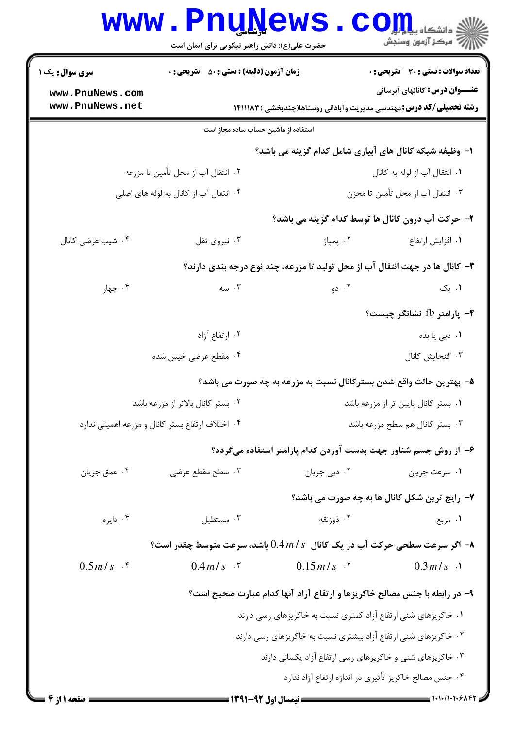**سری سوال:** یک ۱

**زمان آزمون (دقیقه) : تستی : ۵۰ تشریحی : ۰**

**تعداد سوالات : تستی : ۳۰ تشریحی : ۰**

**عنـــوان درس:** کانالهای آبرسانی

**رشته تحصیلی/کد درس:** مهندسی مدیریت وآبادانی روستاها(چندبخشی ) ۱۴۱۱۱۸۳

استفاده از ماشین حساب ساده مجاز است

۱- وظیفه شبکه کانال های آبیاری شامل کدام گزینه می باشد؟

۱. انتقال آب از لوله به کانال
۲. انتقال آب از محل تأمین تا مزرعه
۳. انتقال آب از محل تأمین تا مخزن
۴. انتقال آب از کانال به لوله های اصلی

۲- حرکت آب درون کانال ها توسط کدام گزینه می باشد؟

۱. افزایش ارتفاع
۲. پمپاژ
۳. نیروی ثقل
۴. شیب عرضی کانال

۳- کانال ها در جهت انتقال آب از محل تولید تا مزرعه، چند نوع درجه بندی دارند؟

۱. یک
۲. دو
۳. سه
۴. چهار

۴- پارامتر fb نشانگر چیست؟

۱. دبی یا بده
۲. ارتفاع آزاد
۳. گنجایش کانال
۴. مقطع عرضی خیس شده

۵- بهترین حالت واقع شدن بسترکانال نسبت به مزرعه به چه صورت می باشد؟

۱. بستر کانال پایین تر از مزرعه باشد
۲. بستر کانال بالاتر از مزرعه باشد
۳. بستر کانال هم سطح مزرعه باشد
۴. اختلاف ارتفاع بستر کانال و مزرعه اهمیتی ندارد

۶- از روش جسم شناور جهت بدست آوردن کدام پارامتر استفاده می‌گردد؟

۱. سرعت جریان
۲. دبی جریان
۳. سطح مقطع عرضی
۴. عمق جریان

۷- رایج ترین شکل کانال ها به چه صورت می باشد؟

۱. مربع
۲. ذوزنقه
۳. مستطیل
۴. دایره

۸- اگر سرعت سطحی حرکت آب در یک کانال $0.4 m/s$ باشد، سرعت متوسط چقدر است؟

۱. $0.3 m/s$
۲. $0.15 m/s$
۳. $0.4 m/s$
۴. $0.5 m/s$

۹- در رابطه با جنس مصالح خاکریزها و ارتفاع آزاد آنها کدام عبارت صحیح است؟

۱. خاکریزهای شنی ارتفاع آزاد کمتری نسبت به خاکریزهای رسی دارند
۲. خاکریزهای شنی ارتفاع آزاد بیشتری نسبت به خاکریزهای رسی دارند
۳. خاکریزهای شنی و خاکریزهای رسی ارتفاع آزاد یکسانی دارند
۴. جنس مصالح خاکریز تأثیری در اندازه ارتفاع آزاد ندارد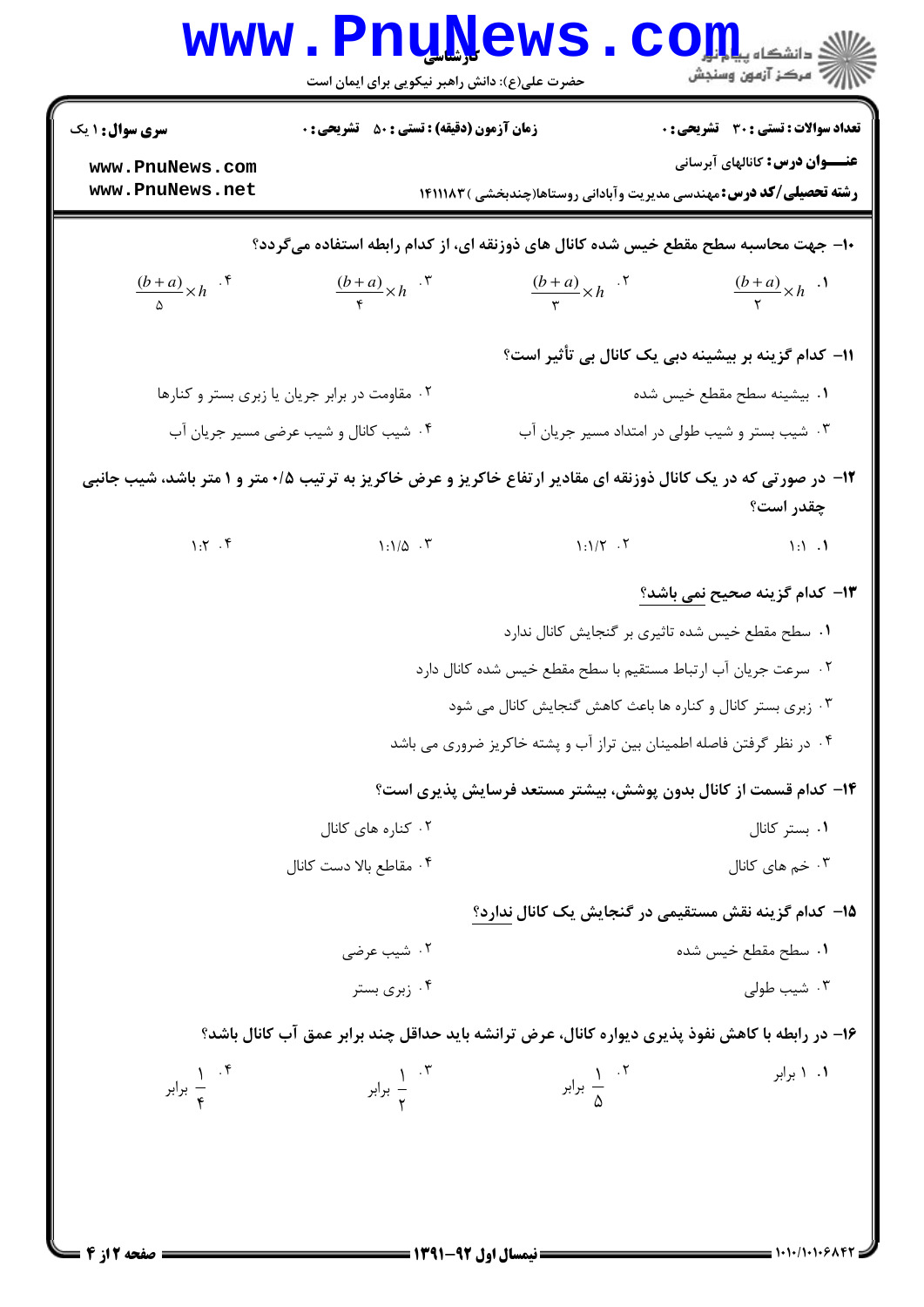**سری سوال:** ۱ یک | **زمان آزمون (دقیقه) : تستی :** ۵۰ **تشریحی :** ۰ | **تعداد سوالات : تستی :** ۳۰ **تشریحی :** ۰

**عنـــوان درس:** کانالهای آبرسانی

**رشته تحصیلی/کد درس:** مهندسی مدیریت وآبادانی روستاها(چندبخشی ) ۱۴۱۱۱۸۳

۱۰- جهت محاسبه سطح مقطع خیس شده کانال های ذوزنقه ای، از کدام رابطه استفاده می‌گردد؟

۱. $\frac{(b+a)}{2}\times h$
۲. $\frac{(b+a)}{3}\times h$
۳. $\frac{(b+a)}{4}\times h$
۴. $\frac{(b+a)}{5}\times h$

۱۱- کدام گزینه بر بیشینه دبی یک کانال بی تأثیر است؟

۱. بیشینه سطح مقطع خیس شده
۲. مقاومت در برابر جریان یا زبری بستر و کنارها
۳. شیب بستر و شیب طولی در امتداد مسیر جریان آب
۴. شیب کانال و شیب عرضی مسیر جریان آب

۱۲- در صورتی که در یک کانال ذوزنقه ای مقادیر ارتفاع خاکریز و عرض خاکریز به ترتیب ۰/۵ متر و ۱ متر باشد، شیب جانبی چقدر است؟

۱. ۱:۱
۲. ۱:۱/۲
۳. ۱:۱/۵
۴. ۱:۲

۱۳- کدام گزینه صحیح نمی باشد؟

۱. سطح مقطع خیس شده تاثیری بر گنجایش کانال ندارد
۲. سرعت جریان آب ارتباط مستقیم با سطح مقطع خیس شده کانال دارد
۳. زبری بستر کانال و کناره ها باعث کاهش گنجایش کانال می شود
۴. در نظر گرفتن فاصله اطمینان بین تراز آب و پشته خاکریز ضروری می باشد

۱۴- کدام قسمت از کانال بدون پوشش، بیشتر مستعد فرسایش پذیری است؟

۱. بستر کانال
۲. کناره های کانال
۳. خم های کانال
۴. مقاطع بالا دست کانال

۱۵- کدام گزینه نقش مستقیمی در گنجایش یک کانال ندارد؟

۱. سطح مقطع خیس شده
۲. شیب عرضی
۳. شیب طولی
۴. زبری بستر

۱۶- در رابطه با کاهش نفوذ پذیری دیواره کانال، عرض ترانشه باید حداقل چند برابر عمق آب کانال باشد؟

۱. ۱ برابر
۲. $\frac{1}{5}$ برابر
۳. $\frac{1}{2}$ برابر
۴. $\frac{1}{4}$ برابر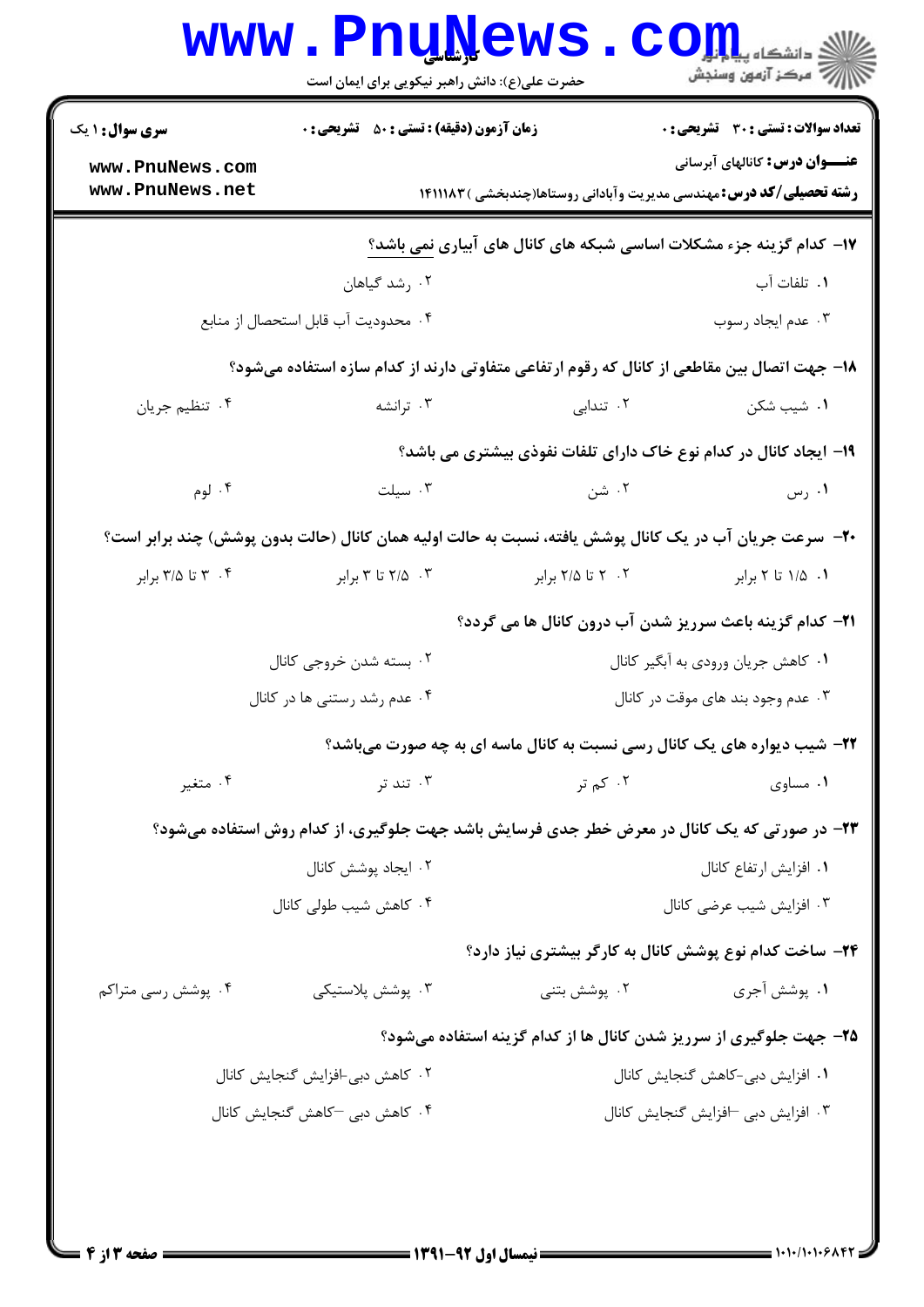**سری سوال:** ۱ یک

**زمان آزمون (دقیقه) : تستی :** ۵۰ **تشریحی :** ۰

**تعداد سوالات : تستی :** ۳۰ **تشریحی :** ۰

**عنـــوان درس:** کانالهای آبرسانی

**رشته تحصیلی/کد درس:** مهندسی مدیریت وآبادانی روستاها(چندبخشی ) ۱۴۱۱۱۸۳

۱۷- کدام گزینه جزء مشکلات اساسی شبکه های کانال های آبیاری نمی باشد؟

۱. تلفات آب
۲. رشد گیاهان
۳. عدم ایجاد رسوب
۴. محدودیت آب قابل استحصال از منابع

۱۸- جهت اتصال بین مقاطعی از کانال که رقوم ارتفاعی متفاوتی دارند از کدام سازه استفاده می‌شود؟

۱. شیب شکن
۲. تندابی
۳. ترانشه
۴. تنظیم جریان

۱۹- ایجاد کانال در کدام نوع خاک دارای تلفات نفوذی بیشتری می باشد؟

۱. رس
۲. شن
۳. سیلت
۴. لوم

۲۰- سرعت جریان آب در یک کانال پوشش یافته، نسبت به حالت اولیه همان کانال (حالت بدون پوشش) چند برابر است؟

۱. ۱/۵ تا ۲ برابر
۲. ۲ تا ۲/۵ برابر
۳. ۲/۵ تا ۳ برابر
۴. ۳ تا ۳/۵ برابر

۲۱- کدام گزینه باعث سرریز شدن آب درون کانال ها می گردد؟

۱. کاهش جریان ورودی به آبگیر کانال
۲. بسته شدن خروجی کانال
۳. عدم وجود بند های موقت در کانال
۴. عدم رشد رستنی ها در کانال

۲۲- شیب دیواره های یک کانال رسی نسبت به کانال ماسه ای به چه صورت می‌باشد؟

۱. مساوی
۲. کم تر
۳. تند تر
۴. متغیر

۲۳- در صورتی که یک کانال در معرض خطر جدی فرسایش باشد جهت جلوگیری، از کدام روش استفاده می‌شود؟

۱. افزایش ارتفاع کانال
۲. ایجاد پوشش کانال
۳. افزایش شیب عرضی کانال
۴. کاهش شیب طولی کانال

۲۴- ساخت کدام نوع پوشش کانال به کارگر بیشتری نیاز دارد؟

۱. پوشش آجری
۲. پوشش بتنی
۳. پوشش پلاستیکی
۴. پوشش رسی متراکم

۲۵- جهت جلوگیری از سرریز شدن کانال ها از کدام گزینه استفاده می‌شود؟

۱. افزایش دبی-کاهش گنجایش کانال
۲. کاهش دبی-افزایش گنجایش کانال
۳. افزایش دبی –افزایش گنجایش کانال
۴. کاهش دبی –کاهش گنجایش کانال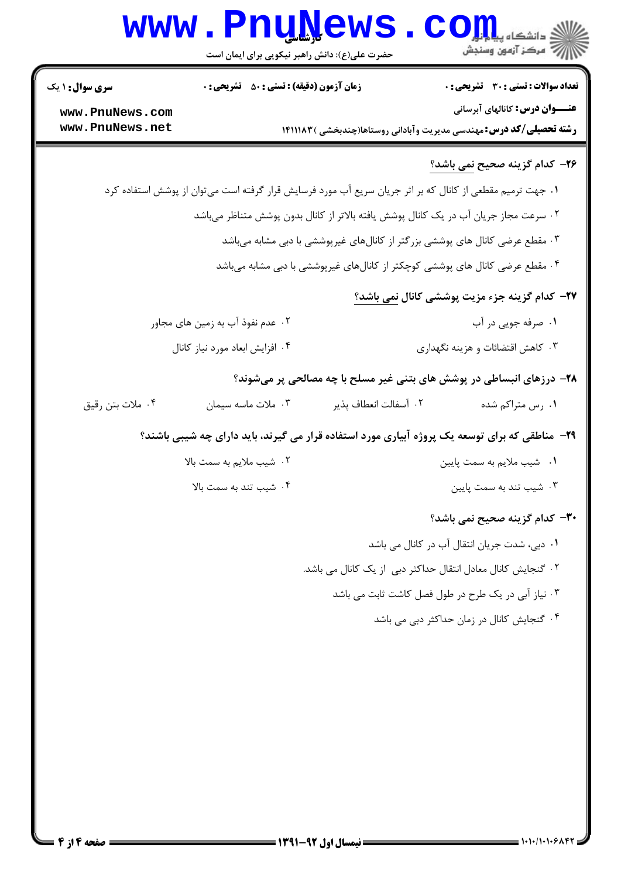**سری سوال:** ۱ یک | **زمان آزمون (دقیقه) : تستی :** ۵۰ **تشریحی :** ۰ | **تعداد سوالات : تستی :** ۳۰ **تشریحی :** ۰

**عنـــوان درس:** کانالهای آبرسانی

**رشته تحصیلی/کد درس:** مهندسی مدیریت وآبادانی روستاها(چندبخشی ) ۱۴۱۱۱۸۳

**۲۶- کدام گزینه صحیح نمی باشد؟**

۱. جهت ترمیم مقطعی از کانال که بر اثر جریان سریع آب مورد فرسایش قرار گرفته است می‌توان از پوشش استفاده کرد

۲. سرعت مجاز جریان آب در یک کانال پوشش یافته بالاتر از کانال بدون پوشش متناظر می‌باشد

۳. مقطع عرضی کانال های پوششی بزرگتر از کانال‌های غیرپوششی با دبی مشابه می‌باشد

۴. مقطع عرضی کانال های پوششی کوچکتر از کانال‌های غیرپوششی با دبی مشابه می‌باشد

**۲۷- کدام گزینه جزء مزیت پوششی کانال نمی باشد؟**

۱. صرفه جویی در آب

۲. عدم نفوذ آب به زمین های مجاور

۳. کاهش اقتضائات و هزینه نگهداری

۴. افزایش ابعاد مورد نیاز کانال

**۲۸- درزهای انبساطی در پوشش های بتنی غیر مسلح با چه مصالحی پر می‌شوند؟**

۱. رس متراکم شده

۲. آسفالت انعطاف پذیر

۳. ملات ماسه سیمان

۴. ملات بتن رقیق

**۲۹- مناطقی که برای توسعه یک پروژه آبیاری مورد استفاده قرار می گیرند، باید دارای چه شیبی باشند؟**

۱. شیب ملایم به سمت پایین

۲. شیب ملایم به سمت بالا

۳. شیب تند به سمت پایین

۴. شیب تند به سمت بالا

**۳۰- کدام گزینه صحیح نمی باشد؟**

۱. دبی، شدت جریان انتقال آب در کانال می باشد

۲. گنجایش کانال معادل انتقال حداکثر دبی از یک کانال می باشد.

۳. نیاز آبی در یک طرح در طول فصل کاشت ثابت می باشد

۴. گنجایش کانال در زمان حداکثر دبی می باشد